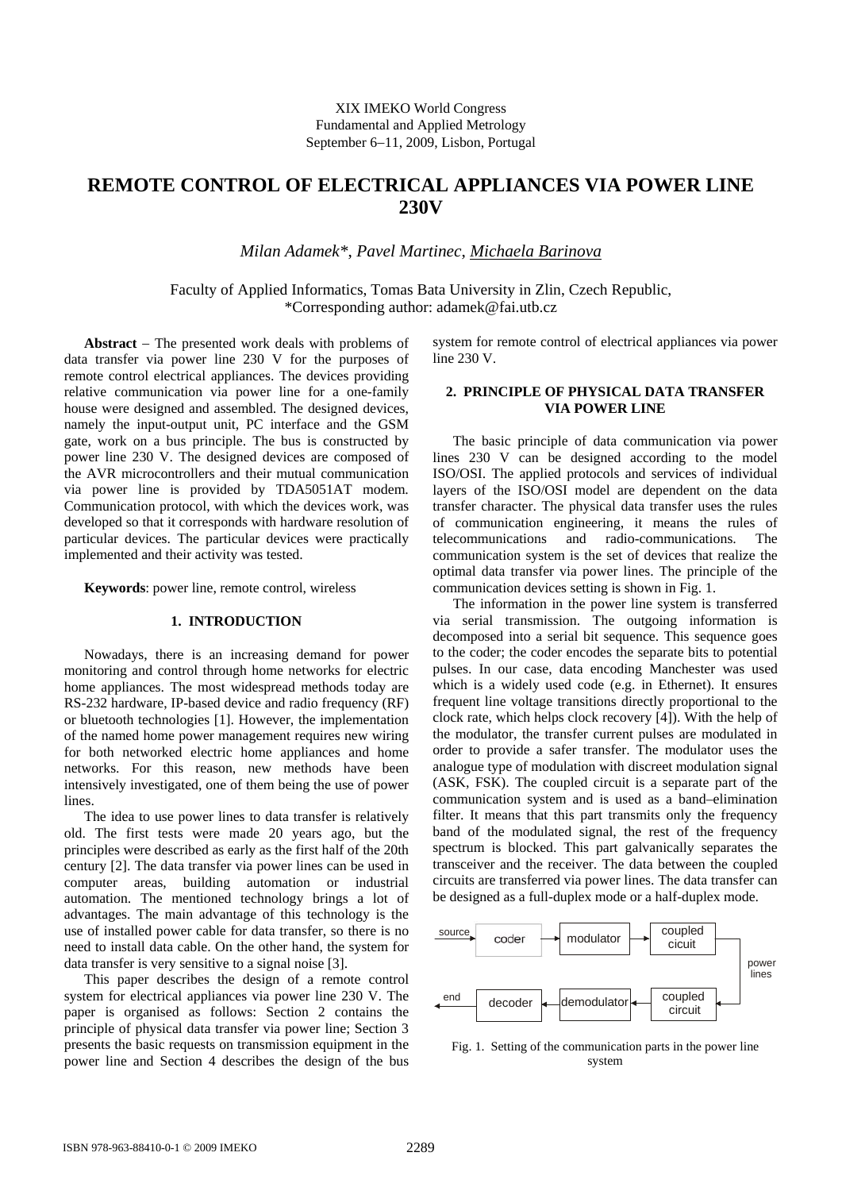XIX IMEKO World Congress
Fundamental and Applied Metrology
September 6−11, 2009, Lisbon, Portugal

# REMOTE CONTROL OF ELECTRICAL APPLIANCES VIA POWER LINE 230V

*Milan Adamek\*, Pavel Martinec, Michaela Barinova*

Faculty of Applied Informatics, Tomas Bata University in Zlin, Czech Republic,
\*Corresponding author: adamek@fai.utb.cz

**Abstract** − The presented work deals with problems of data transfer via power line 230 V for the purposes of remote control electrical appliances. The devices providing relative communication via power line for a one-family house were designed and assembled. The designed devices, namely the input-output unit, PC interface and the GSM gate, work on a bus principle. The bus is constructed by power line 230 V. The designed devices are composed of the AVR microcontrollers and their mutual communication via power line is provided by TDA5051AT modem. Communication protocol, with which the devices work, was developed so that it corresponds with hardware resolution of particular devices. The particular devices were practically implemented and their activity was tested.

**Keywords**: power line, remote control, wireless

## 1. INTRODUCTION

Nowadays, there is an increasing demand for power monitoring and control through home networks for electric home appliances. The most widespread methods today are RS-232 hardware, IP-based device and radio frequency (RF) or bluetooth technologies [1]. However, the implementation of the named home power management requires new wiring for both networked electric home appliances and home networks. For this reason, new methods have been intensively investigated, one of them being the use of power lines.

The idea to use power lines to data transfer is relatively old. The first tests were made 20 years ago, but the principles were described as early as the first half of the 20th century [2]. The data transfer via power lines can be used in computer areas, building automation or industrial automation. The mentioned technology brings a lot of advantages. The main advantage of this technology is the use of installed power cable for data transfer, so there is no need to install data cable. On the other hand, the system for data transfer is very sensitive to a signal noise [3].

This paper describes the design of a remote control system for electrical appliances via power line 230 V. The paper is organised as follows: Section 2 contains the principle of physical data transfer via power line; Section 3 presents the basic requests on transmission equipment in the power line and Section 4 describes the design of the bus system for remote control of electrical appliances via power line 230 V.

## 2. PRINCIPLE OF PHYSICAL DATA TRANSFER VIA POWER LINE

The basic principle of data communication via power lines 230 V can be designed according to the model ISO/OSI. The applied protocols and services of individual layers of the ISO/OSI model are dependent on the data transfer character. The physical data transfer uses the rules of communication engineering, it means the rules of telecommunications and radio-communications. The communication system is the set of devices that realize the optimal data transfer via power lines. The principle of the communication devices setting is shown in Fig. 1.

The information in the power line system is transferred via serial transmission. The outgoing information is decomposed into a serial bit sequence. This sequence goes to the coder; the coder encodes the separate bits to potential pulses. In our case, data encoding Manchester was used which is a widely used code (e.g. in Ethernet). It ensures frequent line voltage transitions directly proportional to the clock rate, which helps clock recovery [4]). With the help of the modulator, the transfer current pulses are modulated in order to provide a safer transfer. The modulator uses the analogue type of modulation with discreet modulation signal (ASK, FSK). The coupled circuit is a separate part of the communication system and is used as a band–elimination filter. It means that this part transmits only the frequency band of the modulated signal, the rest of the frequency spectrum is blocked. This part galvanically separates the transceiver and the receiver. The data between the coupled circuits are transferred via power lines. The data transfer can be designed as a full-duplex mode or a half-duplex mode.

source → coder → modulator → coupled cicuit → power lines → coupled circuit → demodulator → decoder → end

Fig. 1. Setting of the communication parts in the power line system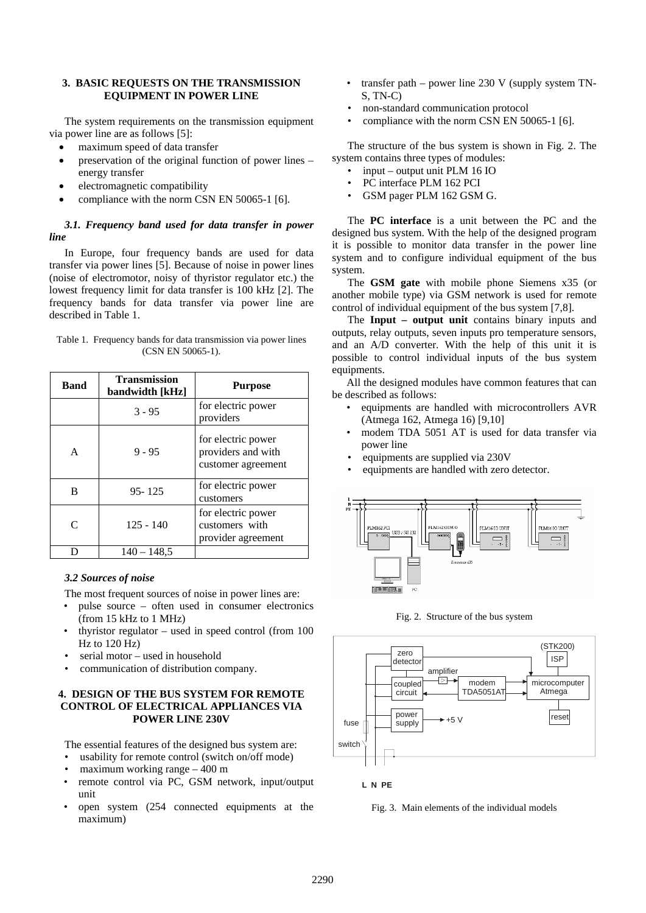## 3. BASIC REQUESTS ON THE TRANSMISSION EQUIPMENT IN POWER LINE

The system requirements on the transmission equipment via power line are as follows [5]:

- maximum speed of data transfer
- preservation of the original function of power lines – energy transfer
- electromagnetic compatibility
- compliance with the norm CSN EN 50065-1 [6].

### *3.1. Frequency band used for data transfer in power line*

In Europe, four frequency bands are used for data transfer via power lines [5]. Because of noise in power lines (noise of electromotor, noisy of thyristor regulator etc.) the lowest frequency limit for data transfer is 100 kHz [2]. The frequency bands for data transfer via power line are described in Table 1.

Table 1. Frequency bands for data transmission via power lines (CSN EN 50065-1).

| Band | Transmission bandwidth [kHz] | Purpose |
|---|---|---|
| | 3 - 95 | for electric power providers |
| A | 9 - 95 | for electric power providers and with customer agreement |
| B | 95- 125 | for electric power customers |
| C | 125 - 140 | for electric power customers with provider agreement |
| D | 140 – 148,5 | |

### *3.2 Sources of noise*

The most frequent sources of noise in power lines are:

- pulse source – often used in consumer electronics (from 15 kHz to 1 MHz)
- thyristor regulator – used in speed control (from 100 Hz to 120 Hz)
- serial motor – used in household
- communication of distribution company.

## 4. DESIGN OF THE BUS SYSTEM FOR REMOTE CONTROL OF ELECTRICAL APPLIANCES VIA POWER LINE 230V

The essential features of the designed bus system are:

- usability for remote control (switch on/off mode)
- maximum working range – 400 m
- remote control via PC, GSM network, input/output unit
- open system (254 connected equipments at the maximum)
- transfer path – power line 230 V (supply system TN-S, TN-C)
- non-standard communication protocol
- compliance with the norm CSN EN 50065-1 [6].

The structure of the bus system is shown in Fig. 2. The system contains three types of modules:

- input – output unit PLM 16 IO
- PC interface PLM 162 PCI
- GSM pager PLM 162 GSM G.

The **PC interface** is a unit between the PC and the designed bus system. With the help of the designed program it is possible to monitor data transfer in the power line system and to configure individual equipment of the bus system.

The **GSM gate** with mobile phone Siemens x35 (or another mobile type) via GSM network is used for remote control of individual equipment of the bus system [7,8].

The **Input – output unit** contains binary inputs and outputs, relay outputs, seven inputs pro temperature sensors, and an A/D converter. With the help of this unit it is possible to control individual inputs of the bus system equipments.

All the designed modules have common features that can be described as follows:

- equipments are handled with microcontrollers AVR (Atmega 162, Atmega 16) [9,10]
- modem TDA 5051 AT is used for data transfer via power line
- equipments are supplied via 230V
- equipments are handled with zero detector.

Fig. 2. Structure of the bus system

Fig. 3. Main elements of the individual models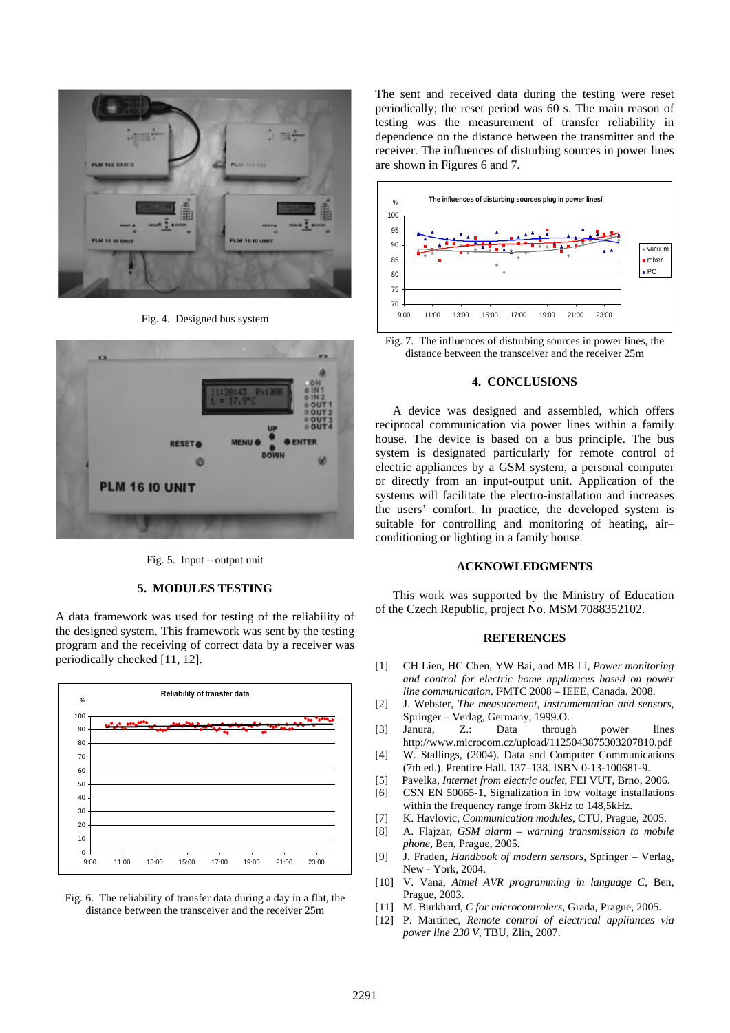Fig. 4. Designed bus system

Fig. 5. Input – output unit

## 5. MODULES TESTING

A data framework was used for testing of the reliability of the designed system. This framework was sent by the testing program and the receiving of correct data by a receiver was periodically checked [11, 12].

Reliability of transfer data

%

100
90
80
70
60
50
40
30
20
10
0

9:00 11:00 13:00 15:00 17:00 19:00 21:00 23:00

Fig. 6. The reliability of transfer data during a day in a flat, the distance between the transceiver and the receiver 25m

The sent and received data during the testing were reset periodically; the reset period was 60 s. The main reason of testing was the measurement of transfer reliability in dependence on the distance between the transmitter and the receiver. The influences of disturbing sources in power lines are shown in Figures 6 and 7.

The influences of disturbing sources plug in power linesí

%

100
95
90
85
80
75
70

9:00 11:00 13:00 15:00 17:00 19:00 21:00 23:00

vacuum
mixer
PC

Fig. 7. The influences of disturbing sources in power lines, the distance between the transceiver and the receiver 25m

## 4. CONCLUSIONS

A device was designed and assembled, which offers reciprocal communication via power lines within a family house. The device is based on a bus principle. The bus system is designated particularly for remote control of electric appliances by a GSM system, a personal computer or directly from an input-output unit. Application of the systems will facilitate the electro-installation and increases the users' comfort. In practice, the developed system is suitable for controlling and monitoring of heating, air–conditioning or lighting in a family house.

## ACKNOWLEDGMENTS

This work was supported by the Ministry of Education of the Czech Republic, project No. MSM 7088352102.

## REFERENCES

[1] CH Lien, HC Chen, YW Bai, and MB Li, *Power monitoring and control for electric home appliances based on power line communication*. I²MTC 2008 – IEEE, Canada. 2008.

[2] J. Webster, *The measurement, instrumentation and sensors*, Springer – Verlag, Germany, 1999.O.

[3] Janura, Z.: Data through power lines http://www.microcom.cz/upload/1125043875303207810.pdf

[4] W. Stallings, (2004). Data and Computer Communications (7th ed.). Prentice Hall. 137–138. ISBN 0-13-100681-9.

[5] Pavelka, *Internet from electric outlet*, FEI VUT, Brno, 2006.

[6] CSN EN 50065-1, Signalization in low voltage installations within the frequency range from 3kHz to 148,5kHz.

[7] K. Havlovic, *Communication modules*, CTU, Prague, 2005.

[8] A. Flajzar, *GSM alarm – warning transmission to mobile phone*, Ben, Prague, 2005.

[9] J. Fraden, *Handbook of modern sensors*, Springer – Verlag, New - York, 2004.

[10] V. Vana, *Atmel AVR programming in language C*, Ben, Prague, 2003.

[11] M. Burkhard, *C for microcontrolers*, Grada, Prague, 2005.

[12] P. Martinec, *Remote control of electrical appliances via power line 230 V*, TBU, Zlin, 2007.